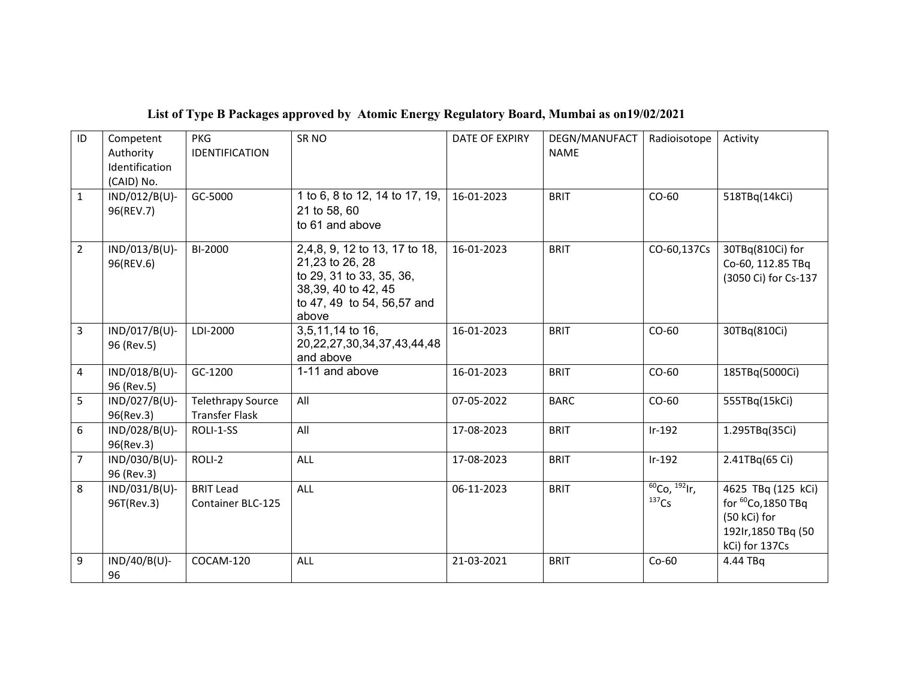## List of Type B Packages approved by Atomic Energy Regulatory Board, Mumbai as on19/02/2021

| ID | Competent Authority Identification (CAID) No. | PKG IDENTIFICATION | SR NO | DATE OF EXPIRY | DEGN/MANUFACT NAME | Radioisotope | Activity |
|---|---|---|---|---|---|---|---|
| 1 | IND/012/B(U)-96(REV.7) | GC-5000 | 1 to 6, 8 to 12, 14 to 17, 19, 21 to 58, 60 to 61 and above | 16-01-2023 | BRIT | CO-60 | 518TBq(14kCi) |
| 2 | IND/013/B(U)-96(REV.6) | BI-2000 | 2,4,8, 9, 12 to 13, 17 to 18, 21,23 to 26, 28 to 29, 31 to 33, 35, 36, 38,39, 40 to 42, 45 to 47, 49 to 54, 56,57 and above | 16-01-2023 | BRIT | CO-60,137Cs | 30TBq(810Ci) for Co-60, 112.85 TBq (3050 Ci) for Cs-137 |
| 3 | IND/017/B(U)-96 (Rev.5) | LDI-2000 | 3,5,11,14 to 16, 20,22,27,30,34,37,43,44,48 and above | 16-01-2023 | BRIT | CO-60 | 30TBq(810Ci) |
| 4 | IND/018/B(U)-96 (Rev.5) | GC-1200 | 1-11 and above | 16-01-2023 | BRIT | CO-60 | 185TBq(5000Ci) |
| 5 | IND/027/B(U)-96(Rev.3) | Telethrapy Source Transfer Flask | All | 07-05-2022 | BARC | CO-60 | 555TBq(15kCi) |
| 6 | IND/028/B(U)-96(Rev.3) | ROLI-1-SS | All | 17-08-2023 | BRIT | Ir-192 | 1.295TBq(35Ci) |
| 7 | IND/030/B(U)-96 (Rev.3) | ROLI-2 | ALL | 17-08-2023 | BRIT | Ir-192 | 2.41TBq(65 Ci) |
| 8 | IND/031/B(U)-96T(Rev.3) | BRIT Lead Container BLC-125 | ALL | 06-11-2023 | BRIT | $^{60}$Co, $^{192}$Ir, $^{137}$Cs | 4625 TBq (125 kCi) for $^{60}$Co,1850 TBq (50 kCi) for 192Ir,1850 TBq (50 kCi) for 137Cs |
| 9 | IND/40/B(U)-96 | COCAM-120 | ALL | 21-03-2021 | BRIT | Co-60 | 4.44 TBq |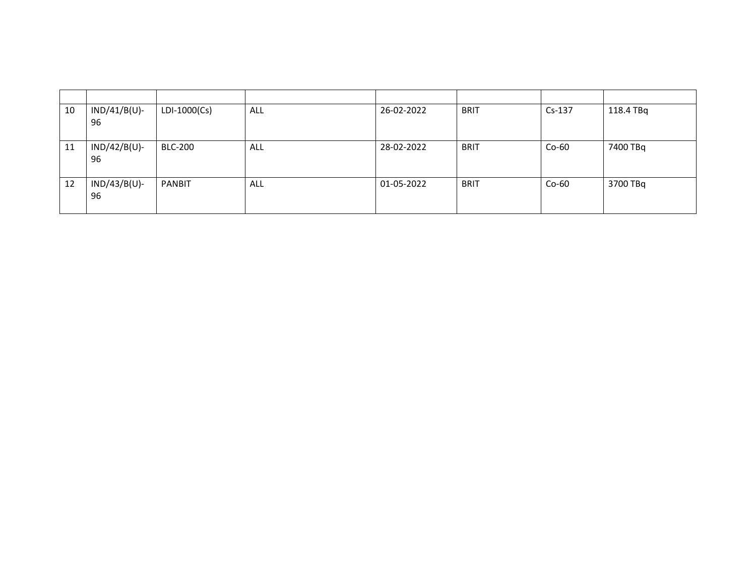| | | | | | | | |
|---|---|---|---|---|---|---|---|
| 10 | IND/41/B(U)-96 | LDI-1000(Cs) | ALL | 26-02-2022 | BRIT | Cs-137 | 118.4 TBq |
| 11 | IND/42/B(U)-96 | BLC-200 | ALL | 28-02-2022 | BRIT | Co-60 | 7400 TBq |
| 12 | IND/43/B(U)-96 | PANBIT | ALL | 01-05-2022 | BRIT | Co-60 | 3700 TBq |